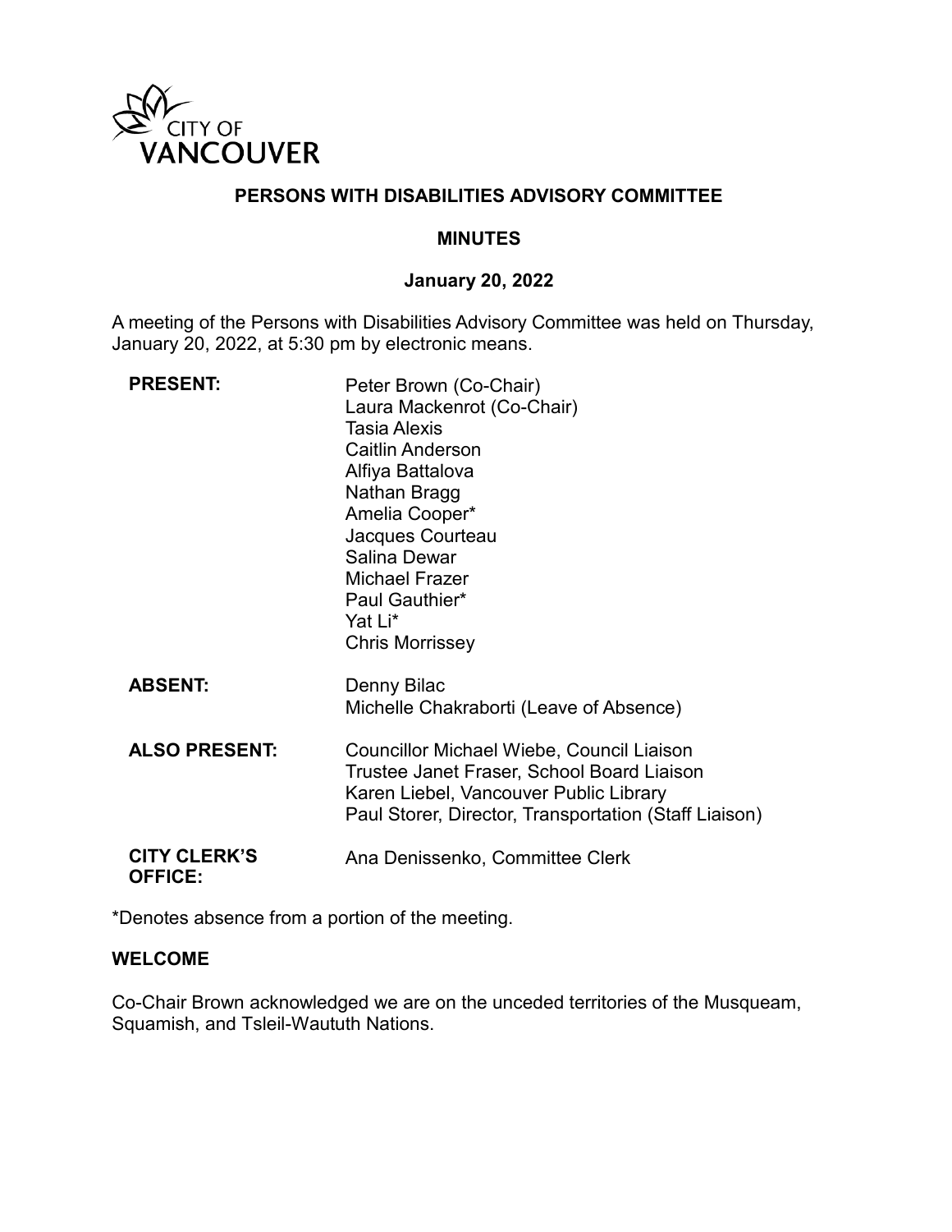CITY OF VANCOUVER

# PERSONS WITH DISABILITIES ADVISORY COMMITTEE

## MINUTES

### January 20, 2022

A meeting of the Persons with Disabilities Advisory Committee was held on Thursday, January 20, 2022, at 5:30 pm by electronic means.

| | |
|---|---|
| **PRESENT:** | Peter Brown (Co-Chair)<br>Laura Mackenrot (Co-Chair)<br>Tasia Alexis<br>Caitlin Anderson<br>Alfiya Battalova<br>Nathan Bragg<br>Amelia Cooper*<br>Jacques Courteau<br>Salina Dewar<br>Michael Frazer<br>Paul Gauthier*<br>Yat Li*<br>Chris Morrissey |
| **ABSENT:** | Denny Bilac<br>Michelle Chakraborti (Leave of Absence) |
| **ALSO PRESENT:** | Councillor Michael Wiebe, Council Liaison<br>Trustee Janet Fraser, School Board Liaison<br>Karen Liebel, Vancouver Public Library<br>Paul Storer, Director, Transportation (Staff Liaison) |
| **CITY CLERK'S OFFICE:** | Ana Denissenko, Committee Clerk |

*Denotes absence from a portion of the meeting.

**WELCOME**

Co-Chair Brown acknowledged we are on the unceded territories of the Musqueam, Squamish, and Tsleil-Waututh Nations.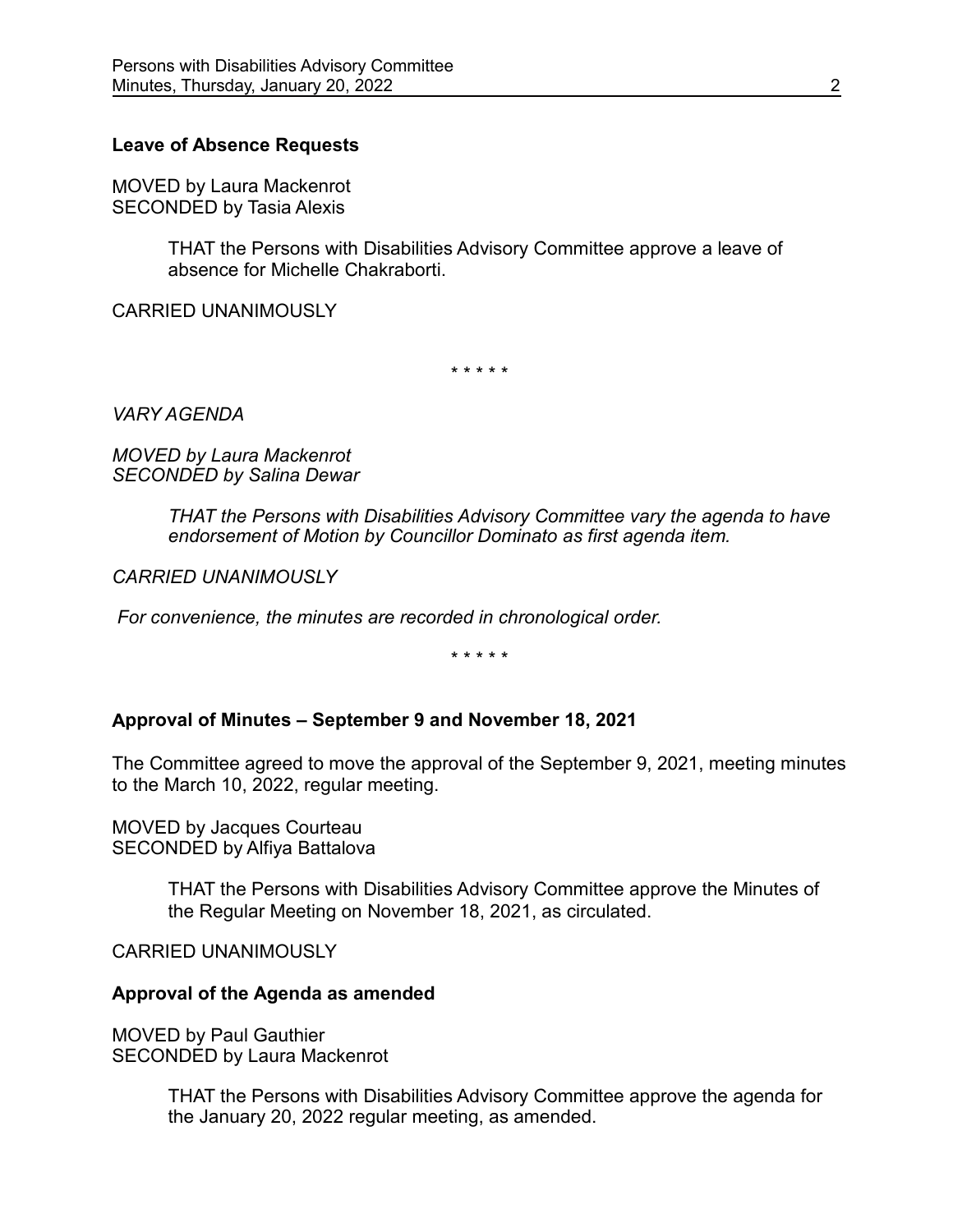**Leave of Absence Requests**

MOVED by Laura Mackenrot
SECONDED by Tasia Alexis

> THAT the Persons with Disabilities Advisory Committee approve a leave of absence for Michelle Chakraborti.

CARRIED UNANIMOUSLY

\* \* \* \* \*

*VARY AGENDA*

*MOVED by Laura Mackenrot*
*SECONDED by Salina Dewar*

> *THAT the Persons with Disabilities Advisory Committee vary the agenda to have endorsement of Motion by Councillor Dominato as first agenda item.*

*CARRIED UNANIMOUSLY*

*For convenience, the minutes are recorded in chronological order.*

\* \* \* \* \*

**Approval of Minutes – September 9 and November 18, 2021**

The Committee agreed to move the approval of the September 9, 2021, meeting minutes to the March 10, 2022, regular meeting.

MOVED by Jacques Courteau
SECONDED by Alfiya Battalova

> THAT the Persons with Disabilities Advisory Committee approve the Minutes of the Regular Meeting on November 18, 2021, as circulated.

CARRIED UNANIMOUSLY

**Approval of the Agenda as amended**

MOVED by Paul Gauthier
SECONDED by Laura Mackenrot

> THAT the Persons with Disabilities Advisory Committee approve the agenda for the January 20, 2022 regular meeting, as amended.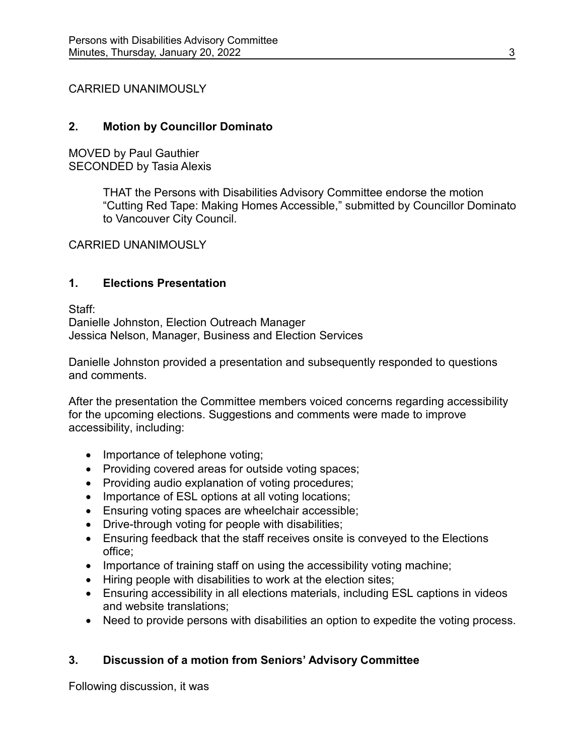CARRIED UNANIMOUSLY

### 2. Motion by Councillor Dominato

MOVED by Paul Gauthier
SECONDED by Tasia Alexis

> THAT the Persons with Disabilities Advisory Committee endorse the motion "Cutting Red Tape: Making Homes Accessible," submitted by Councillor Dominato to Vancouver City Council.

CARRIED UNANIMOUSLY

### 1. Elections Presentation

Staff:
Danielle Johnston, Election Outreach Manager
Jessica Nelson, Manager, Business and Election Services

Danielle Johnston provided a presentation and subsequently responded to questions and comments.

After the presentation the Committee members voiced concerns regarding accessibility for the upcoming elections. Suggestions and comments were made to improve accessibility, including:

- Importance of telephone voting;
- Providing covered areas for outside voting spaces;
- Providing audio explanation of voting procedures;
- Importance of ESL options at all voting locations;
- Ensuring voting spaces are wheelchair accessible;
- Drive-through voting for people with disabilities;
- Ensuring feedback that the staff receives onsite is conveyed to the Elections office;
- Importance of training staff on using the accessibility voting machine;
- Hiring people with disabilities to work at the election sites;
- Ensuring accessibility in all elections materials, including ESL captions in videos and website translations;
- Need to provide persons with disabilities an option to expedite the voting process.

### 3. Discussion of a motion from Seniors' Advisory Committee

Following discussion, it was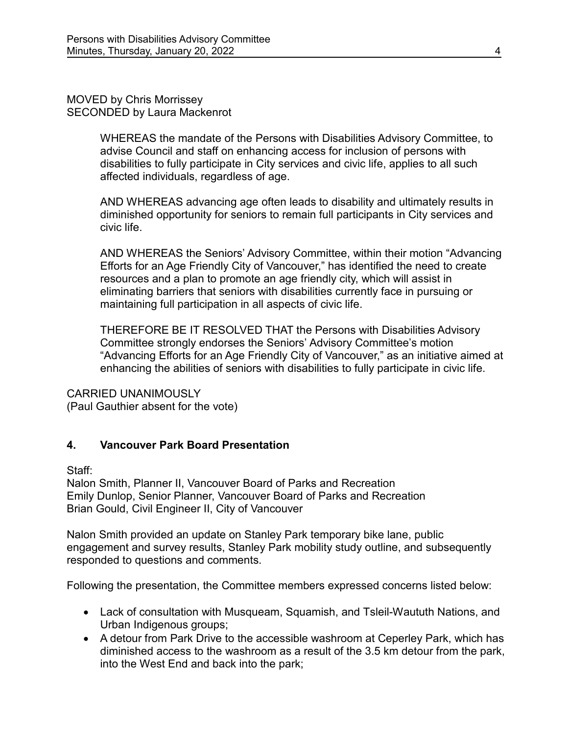MOVED by Chris Morrissey
SECONDED by Laura Mackenrot

> WHEREAS the mandate of the Persons with Disabilities Advisory Committee, to advise Council and staff on enhancing access for inclusion of persons with disabilities to fully participate in City services and civic life, applies to all such affected individuals, regardless of age.
>
> AND WHEREAS advancing age often leads to disability and ultimately results in diminished opportunity for seniors to remain full participants in City services and civic life.
>
> AND WHEREAS the Seniors' Advisory Committee, within their motion "Advancing Efforts for an Age Friendly City of Vancouver," has identified the need to create resources and a plan to promote an age friendly city, which will assist in eliminating barriers that seniors with disabilities currently face in pursuing or maintaining full participation in all aspects of civic life.
>
> THEREFORE BE IT RESOLVED THAT the Persons with Disabilities Advisory Committee strongly endorses the Seniors' Advisory Committee's motion "Advancing Efforts for an Age Friendly City of Vancouver," as an initiative aimed at enhancing the abilities of seniors with disabilities to fully participate in civic life.

CARRIED UNANIMOUSLY
(Paul Gauthier absent for the vote)

## 4. Vancouver Park Board Presentation

Staff:
Nalon Smith, Planner II, Vancouver Board of Parks and Recreation
Emily Dunlop, Senior Planner, Vancouver Board of Parks and Recreation
Brian Gould, Civil Engineer II, City of Vancouver

Nalon Smith provided an update on Stanley Park temporary bike lane, public engagement and survey results, Stanley Park mobility study outline, and subsequently responded to questions and comments.

Following the presentation, the Committee members expressed concerns listed below:

- Lack of consultation with Musqueam, Squamish, and Tsleil-Waututh Nations, and Urban Indigenous groups;
- A detour from Park Drive to the accessible washroom at Ceperley Park, which has diminished access to the washroom as a result of the 3.5 km detour from the park, into the West End and back into the park;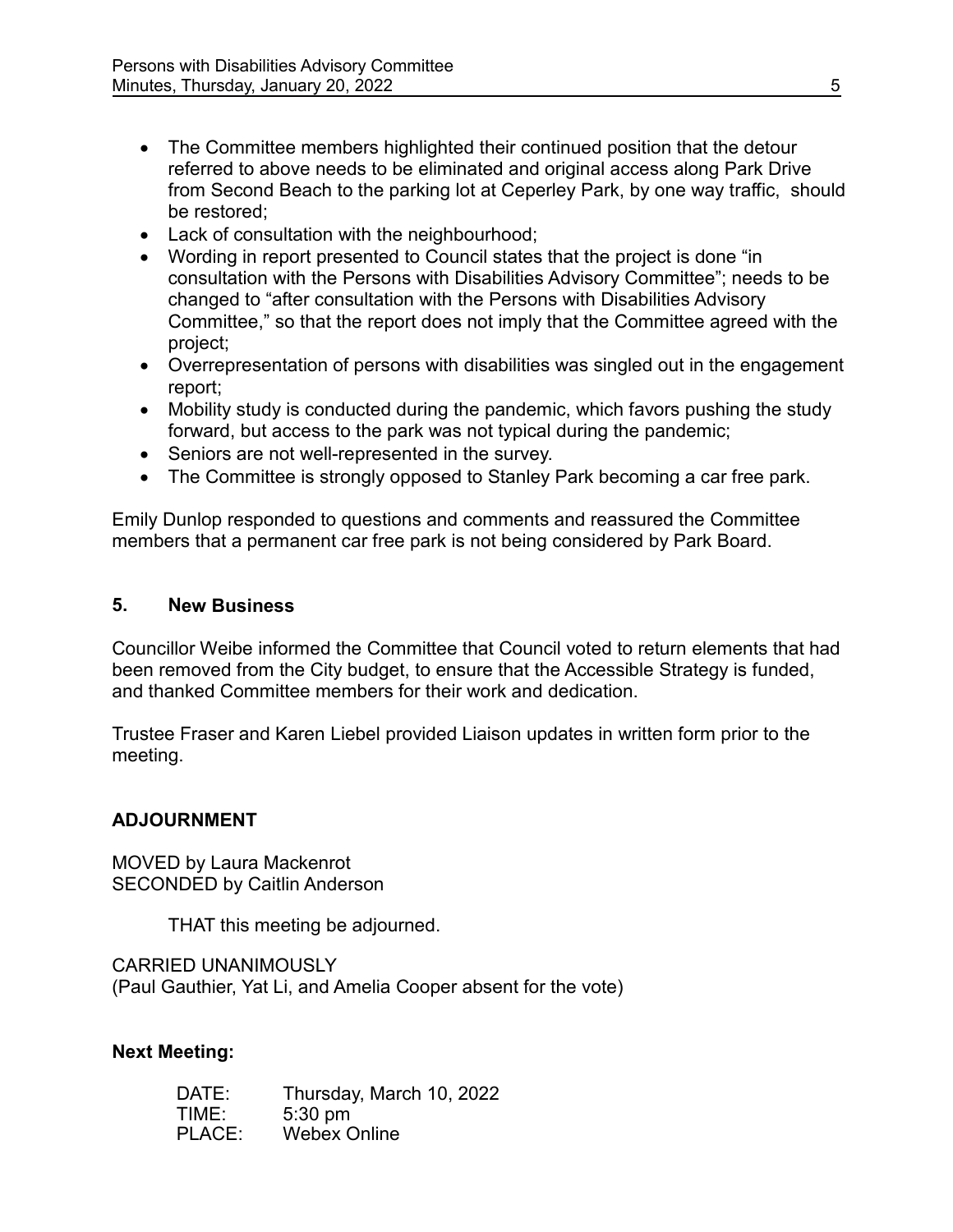- The Committee members highlighted their continued position that the detour referred to above needs to be eliminated and original access along Park Drive from Second Beach to the parking lot at Ceperley Park, by one way traffic, should be restored;
- Lack of consultation with the neighbourhood;
- Wording in report presented to Council states that the project is done "in consultation with the Persons with Disabilities Advisory Committee"; needs to be changed to "after consultation with the Persons with Disabilities Advisory Committee," so that the report does not imply that the Committee agreed with the project;
- Overrepresentation of persons with disabilities was singled out in the engagement report;
- Mobility study is conducted during the pandemic, which favors pushing the study forward, but access to the park was not typical during the pandemic;
- Seniors are not well-represented in the survey.
- The Committee is strongly opposed to Stanley Park becoming a car free park.

Emily Dunlop responded to questions and comments and reassured the Committee members that a permanent car free park is not being considered by Park Board.

## 5. New Business

Councillor Weibe informed the Committee that Council voted to return elements that had been removed from the City budget, to ensure that the Accessible Strategy is funded, and thanked Committee members for their work and dedication.

Trustee Fraser and Karen Liebel provided Liaison updates in written form prior to the meeting.

## ADJOURNMENT

MOVED by Laura Mackenrot
SECONDED by Caitlin Anderson

THAT this meeting be adjourned.

CARRIED UNANIMOUSLY
(Paul Gauthier, Yat Li, and Amelia Cooper absent for the vote)

**Next Meeting:**

DATE: Thursday, March 10, 2022
TIME: 5:30 pm
PLACE: Webex Online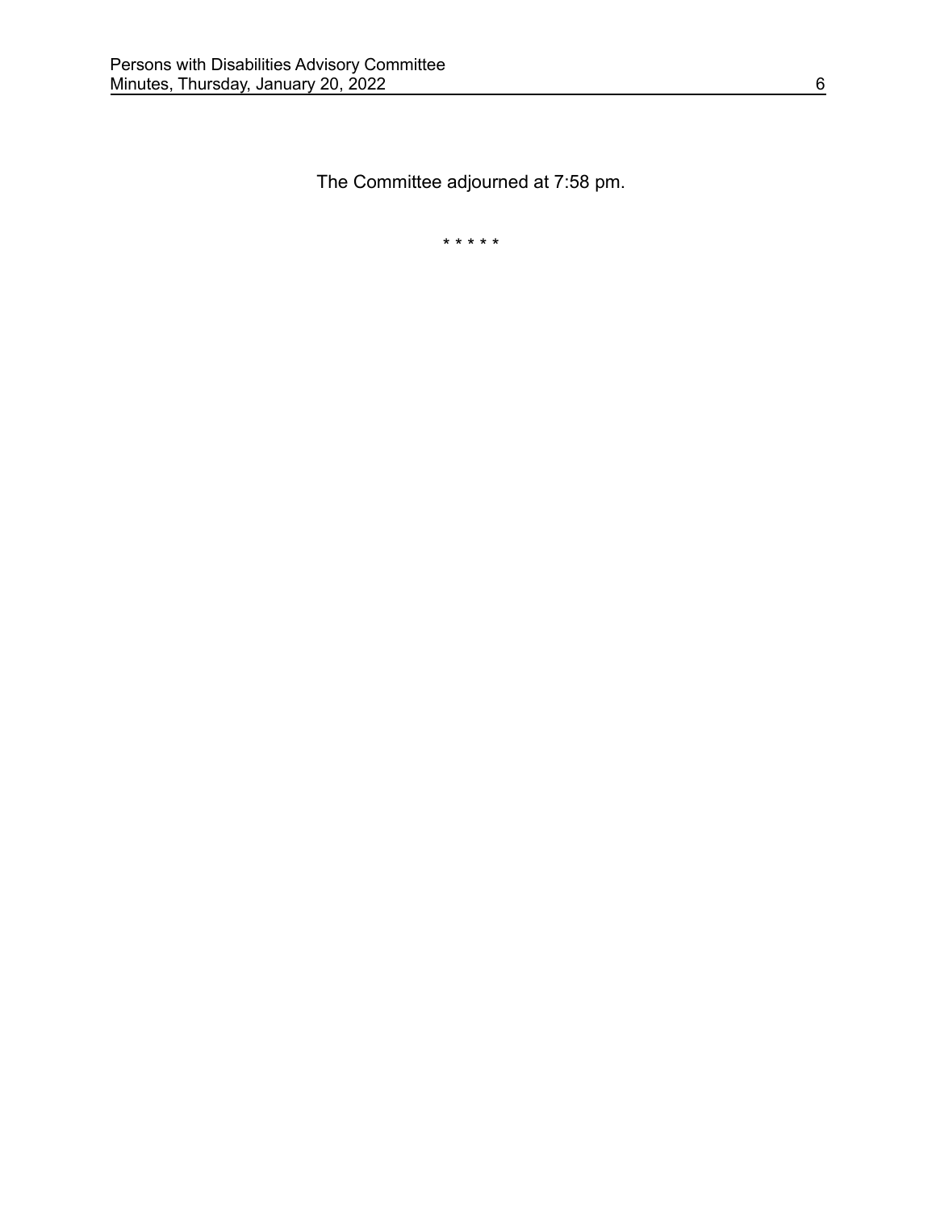The Committee adjourned at 7:58 pm.

\* \* \* \* \*

The Committee adjourned at 7:58 pm.

* * * * *